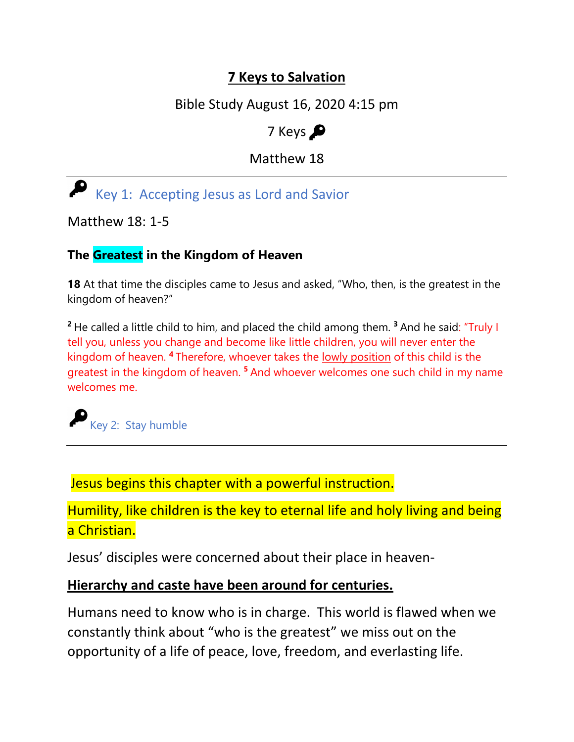# **7 Keys to Salvation**

Bible Study August 16, 2020 4:15 pm

7 Keys 🔑

Matthew 18

---

🔑 Key 1: Accepting Jesus as Lord and Savior

Matthew 18: 1-5

### The Greatest in the Kingdom of Heaven

**18** At that time the disciples came to Jesus and asked, "Who, then, is the greatest in the kingdom of heaven?"

[2] He called a little child to him, and placed the child among them. [3] And he said: "Truly I tell you, unless you change and become like little children, you will never enter the kingdom of heaven. [4] Therefore, whoever takes the lowly position of this child is the greatest in the kingdom of heaven. [5] And whoever welcomes one such child in my name welcomes me.

🔑 Key 2: Stay humble

---

Jesus begins this chapter with a powerful instruction.

Humility, like children is the key to eternal life and holy living and being a Christian.

Jesus' disciples were concerned about their place in heaven-

**Hierarchy and caste have been around for centuries.**

Humans need to know who is in charge. This world is flawed when we constantly think about "who is the greatest" we miss out on the opportunity of a life of peace, love, freedom, and everlasting life.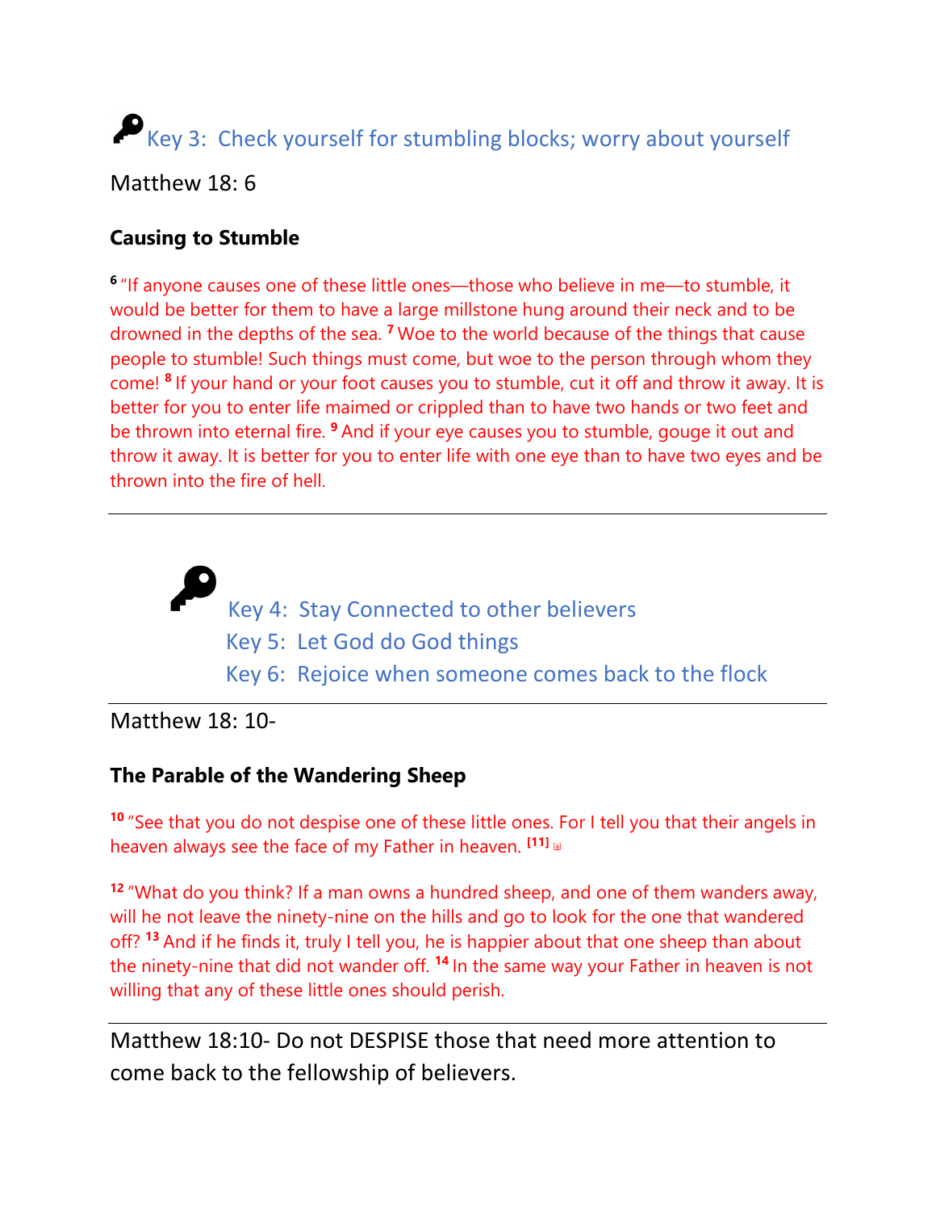## 🔑 Key 3: Check yourself for stumbling blocks; worry about yourself

Matthew 18: 6

**Causing to Stumble**

[6] "If anyone causes one of these little ones—those who believe in me—to stumble, it would be better for them to have a large millstone hung around their neck and to be drowned in the depths of the sea. [7] Woe to the world because of the things that cause people to stumble! Such things must come, but woe to the person through whom they come! [8] If your hand or your foot causes you to stumble, cut it off and throw it away. It is better for you to enter life maimed or crippled than to have two hands or two feet and be thrown into eternal fire. [9] And if your eye causes you to stumble, gouge it out and throw it away. It is better for you to enter life with one eye than to have two eyes and be thrown into the fire of hell.

---

## 🔑 Key 4: Stay Connected to other believers
## Key 5: Let God do God things
## Key 6: Rejoice when someone comes back to the flock

---

Matthew 18: 10-

**The Parable of the Wandering Sheep**

[10] "See that you do not despise one of these little ones. For I tell you that their angels in heaven always see the face of my Father in heaven. [11] [a]

[12] "What do you think? If a man owns a hundred sheep, and one of them wanders away, will he not leave the ninety-nine on the hills and go to look for the one that wandered off? [13] And if he finds it, truly I tell you, he is happier about that one sheep than about the ninety-nine that did not wander off. [14] In the same way your Father in heaven is not willing that any of these little ones should perish.

---

Matthew 18:10- Do not DESPISE those that need more attention to come back to the fellowship of believers.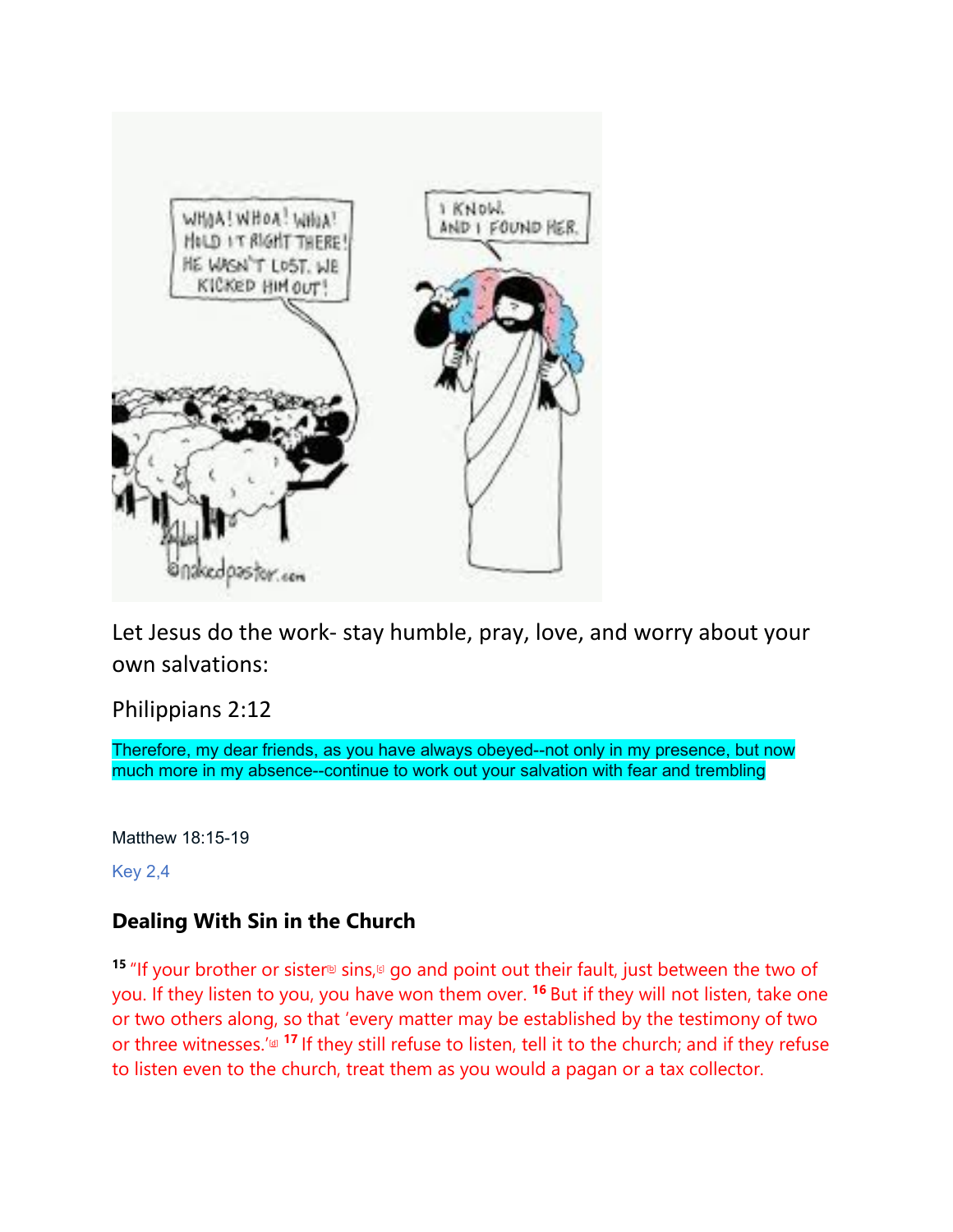Let Jesus do the work- stay humble, pray, love, and worry about your own salvations:

Philippians 2:12

Therefore, my dear friends, as you have always obeyed--not only in my presence, but now much more in my absence--continue to work out your salvation with fear and trembling

Matthew 18:15-19

Key 2,4

### Dealing With Sin in the Church

15 "If your brother or sister[b] sins,[c] go and point out their fault, just between the two of you. If they listen to you, you have won them over. 16 But if they will not listen, take one or two others along, so that 'every matter may be established by the testimony of two or three witnesses.'[d] 17 If they still refuse to listen, tell it to the church; and if they refuse to listen even to the church, treat them as you would a pagan or a tax collector.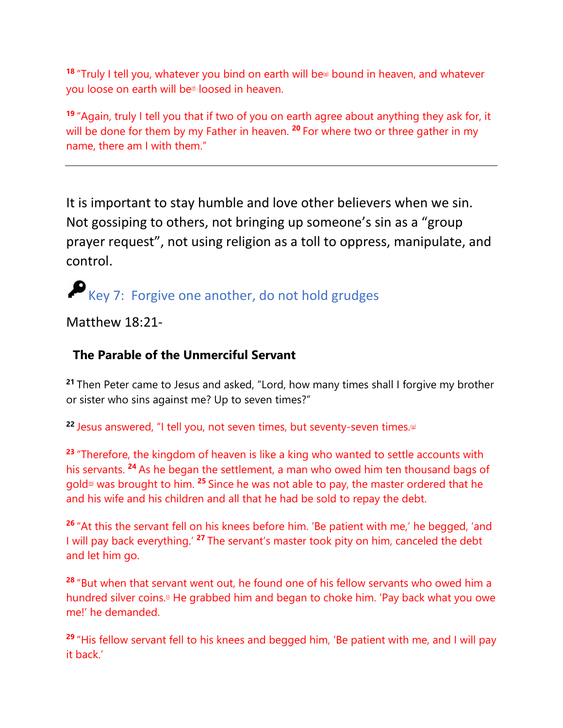[18] "Truly I tell you, whatever you bind on earth will be[e] bound in heaven, and whatever you loose on earth will be[f] loosed in heaven.

[19] "Again, truly I tell you that if two of you on earth agree about anything they ask for, it will be done for them by my Father in heaven. [20] For where two or three gather in my name, there am I with them."

---

It is important to stay humble and love other believers when we sin. Not gossiping to others, not bringing up someone's sin as a "group prayer request", not using religion as a toll to oppress, manipulate, and control.

## Key 7: Forgive one another, do not hold grudges

Matthew 18:21-

### The Parable of the Unmerciful Servant

[21] Then Peter came to Jesus and asked, "Lord, how many times shall I forgive my brother or sister who sins against me? Up to seven times?"

[22] Jesus answered, "I tell you, not seven times, but seventy-seven times.[g]

[23] "Therefore, the kingdom of heaven is like a king who wanted to settle accounts with his servants. [24] As he began the settlement, a man who owed him ten thousand bags of gold[h] was brought to him. [25] Since he was not able to pay, the master ordered that he and his wife and his children and all that he had be sold to repay the debt.

[26] "At this the servant fell on his knees before him. 'Be patient with me,' he begged, 'and I will pay back everything.' [27] The servant's master took pity on him, canceled the debt and let him go.

[28] "But when that servant went out, he found one of his fellow servants who owed him a hundred silver coins.[i] He grabbed him and began to choke him. 'Pay back what you owe me!' he demanded.

[29] "His fellow servant fell to his knees and begged him, 'Be patient with me, and I will pay it back.'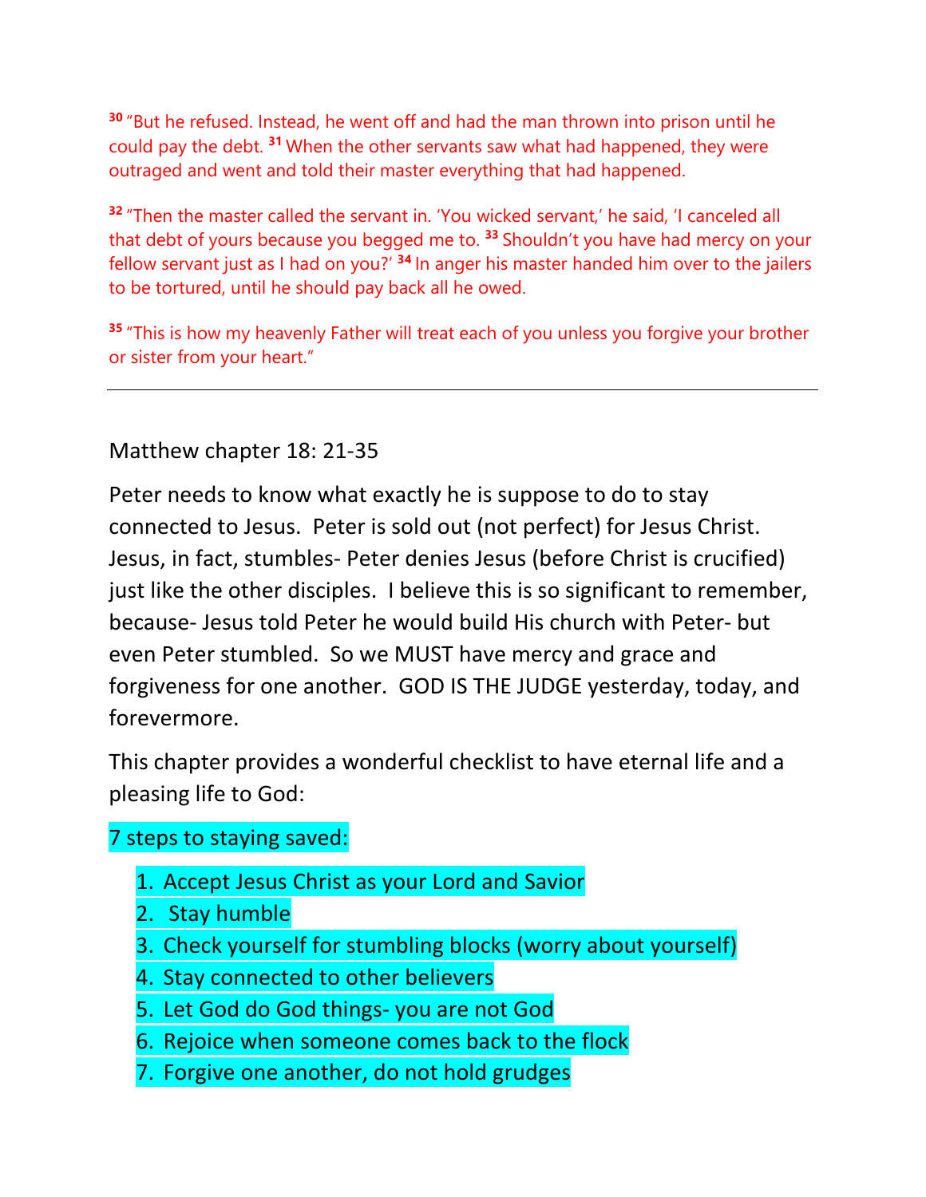[30] "But he refused. Instead, he went off and had the man thrown into prison until he could pay the debt. [31] When the other servants saw what had happened, they were outraged and went and told their master everything that had happened.

[32] "Then the master called the servant in. 'You wicked servant,' he said, 'I canceled all that debt of yours because you begged me to. [33] Shouldn't you have had mercy on your fellow servant just as I had on you?' [34] In anger his master handed him over to the jailers to be tortured, until he should pay back all he owed.

[35] "This is how my heavenly Father will treat each of you unless you forgive your brother or sister from your heart."

---

Matthew chapter 18: 21-35

Peter needs to know what exactly he is suppose to do to stay connected to Jesus. Peter is sold out (not perfect) for Jesus Christ. Jesus, in fact, stumbles- Peter denies Jesus (before Christ is crucified) just like the other disciples. I believe this is so significant to remember, because- Jesus told Peter he would build His church with Peter- but even Peter stumbled. So we MUST have mercy and grace and forgiveness for one another. GOD IS THE JUDGE yesterday, today, and forevermore.

This chapter provides a wonderful checklist to have eternal life and a pleasing life to God:

7 steps to staying saved:

1. Accept Jesus Christ as your Lord and Savior
2. Stay humble
3. Check yourself for stumbling blocks (worry about yourself)
4. Stay connected to other believers
5. Let God do God things- you are not God
6. Rejoice when someone comes back to the flock
7. Forgive one another, do not hold grudges